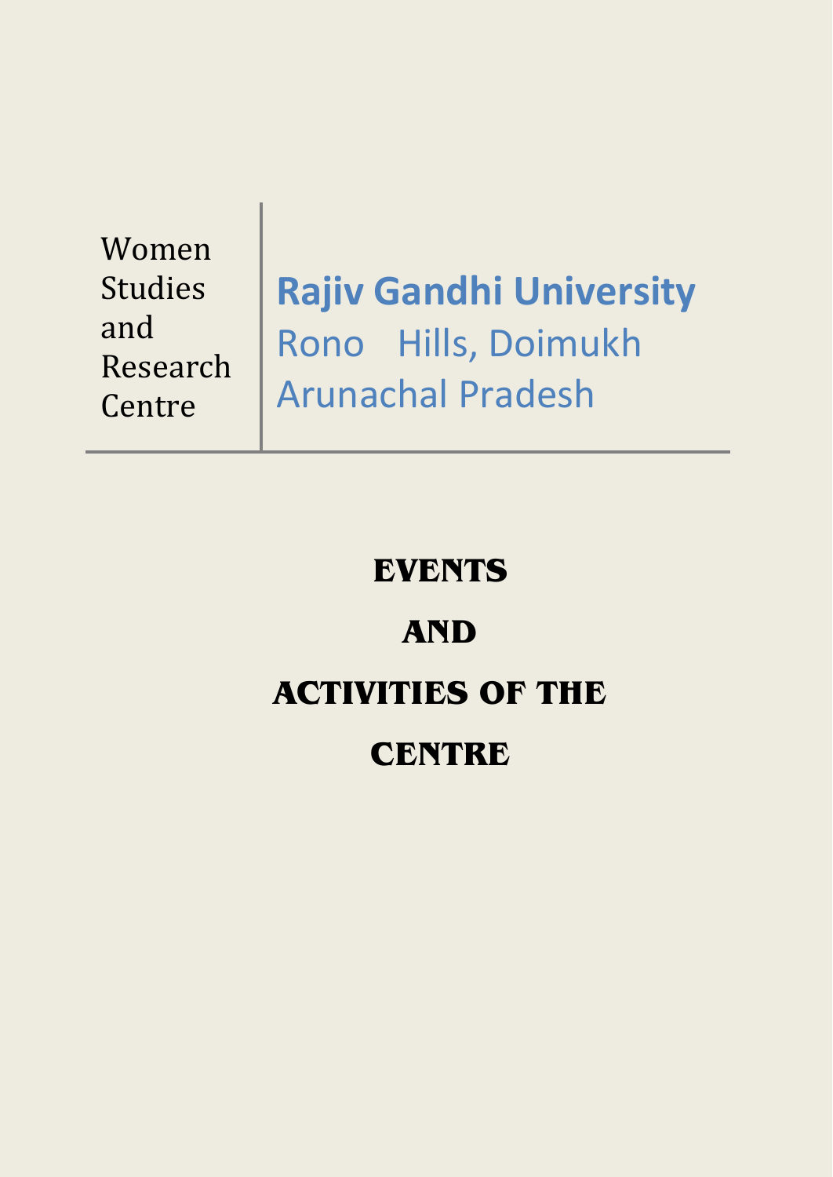Women Studies and Research Centre

**Rajiv Gandhi University**
Rono Hills, Doimukh
Arunachal Pradesh

# EVENTS

# AND

# ACTIVITIES OF THE

# CENTRE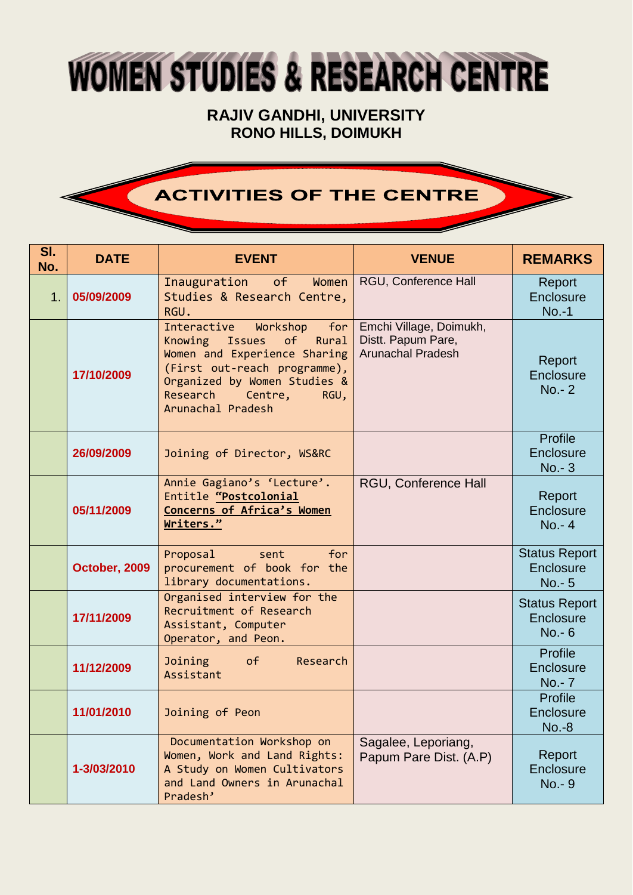# WOMEN STUDIES & RESEARCH CENTRE

**RAJIV GANDHI, UNIVERSITY**
**RONO HILLS, DOIMUKH**

## ACTIVITIES OF THE CENTRE

| Sl. No. | DATE | EVENT | VENUE | REMARKS |
|---|---|---|---|---|
| 1. | **05/09/2009** | Inauguration of Women Studies & Research Centre, RGU. | RGU, Conference Hall | Report Enclosure No.-1 |
| | **17/10/2009** | Interactive Workshop for Knowing Issues of Rural Women and Experience Sharing (First out-reach programme), Organized by Women Studies & Research Centre, RGU, Arunachal Pradesh | Emchi Village, Doimukh, Distt. Papum Pare, Arunachal Pradesh | Report Enclosure No.- 2 |
| | **26/09/2009** | Joining of Director, WS&RC | | Profile Enclosure No.- 3 |
| | **05/11/2009** | Annie Gagiano's 'Lecture'. Entitle **"Postcolonial Concerns of Africa's Women Writers."** | RGU, Conference Hall | Report Enclosure No.- 4 |
| | **October, 2009** | Proposal sent for procurement of book for the library documentations. | | Status Report Enclosure No.- 5 |
| | **17/11/2009** | Organised interview for the Recruitment of Research Assistant, Computer Operator, and Peon. | | Status Report Enclosure No.- 6 |
| | **11/12/2009** | Joining of Research Assistant | | Profile Enclosure No.- 7 |
| | **11/01/2010** | Joining of Peon | | Profile Enclosure No.-8 |
| | **1-3/03/2010** | Documentation Workshop on Women, Work and Land Rights: A Study on Women Cultivators and Land Owners in Arunachal Pradesh' | Sagalee, Leporiang, Papum Pare Dist. (A.P) | Report Enclosure No.- 9 |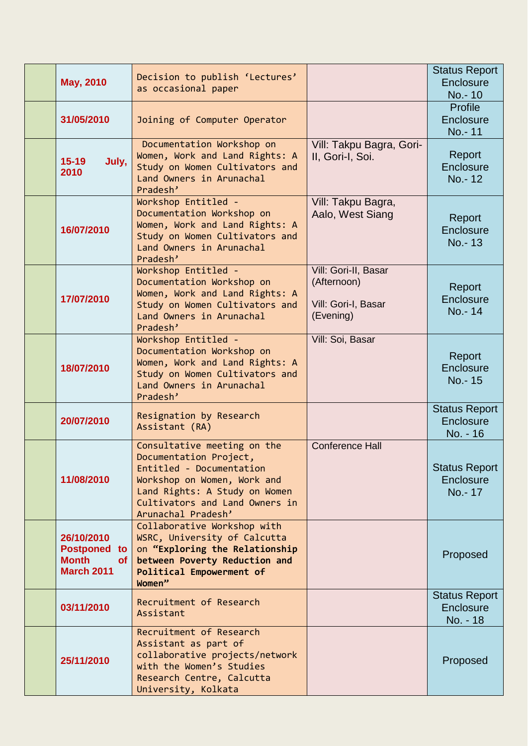| | | | | |
|---|---|---|---|---|
| | **May, 2010** | Decision to publish 'Lectures' as occasional paper | | Status Report Enclosure No.- 10 |
| | **31/05/2010** | Joining of Computer Operator | | Profile Enclosure No.- 11 |
| | **15-19 July, 2010** | Documentation Workshop on Women, Work and Land Rights: A Study on Women Cultivators and Land Owners in Arunachal Pradesh' | Vill: Takpu Bagra, Gori-II, Gori-I, Soi. | Report Enclosure No.- 12 |
| | **16/07/2010** | Workshop Entitled - Documentation Workshop on Women, Work and Land Rights: A Study on Women Cultivators and Land Owners in Arunachal Pradesh' | Vill: Takpu Bagra, Aalo, West Siang | Report Enclosure No.- 13 |
| | **17/07/2010** | Workshop Entitled - Documentation Workshop on Women, Work and Land Rights: A Study on Women Cultivators and Land Owners in Arunachal Pradesh' | Vill: Gori-II, Basar (Afternoon)<br><br>Vill: Gori-I, Basar (Evening) | Report Enclosure No.- 14 |
| | **18/07/2010** | Workshop Entitled - Documentation Workshop on Women, Work and Land Rights: A Study on Women Cultivators and Land Owners in Arunachal Pradesh' | Vill: Soi, Basar | Report Enclosure No.- 15 |
| | **20/07/2010** | Resignation by Research Assistant (RA) | | Status Report Enclosure No. - 16 |
| | **11/08/2010** | Consultative meeting on the Documentation Project, Entitled - Documentation Workshop on Women, Work and Land Rights: A Study on Women Cultivators and Land Owners in Arunachal Pradesh' | Conference Hall | Status Report Enclosure No.- 17 |
| | **26/10/2010 Postponed to Month of March 2011** | Collaborative Workshop with WSRC, University of Calcutta on **"Exploring the Relationship between Poverty Reduction and Political Empowerment of Women"** | | Proposed |
| | **03/11/2010** | Recruitment of Research Assistant | | Status Report Enclosure No. - 18 |
| | **25/11/2010** | Recruitment of Research Assistant as part of collaborative projects/network with the Women's Studies Research Centre, Calcutta University, Kolkata | | Proposed |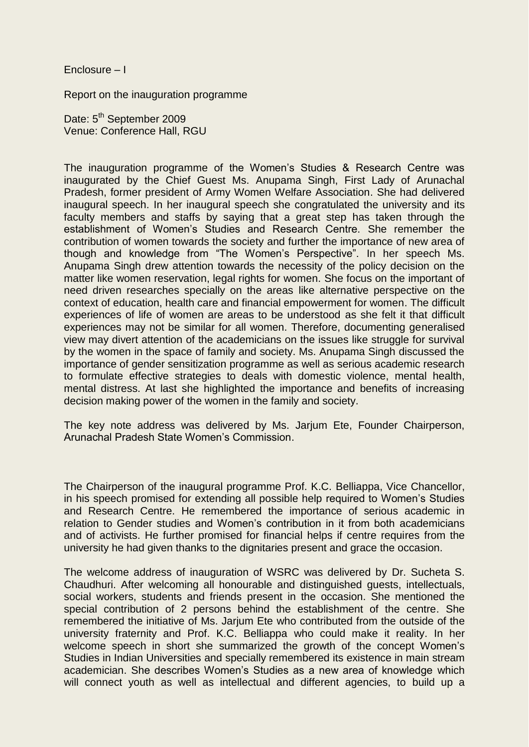Enclosure – I

Report on the inauguration programme

Date: 5th September 2009
Venue: Conference Hall, RGU

The inauguration programme of the Women's Studies & Research Centre was inaugurated by the Chief Guest Ms. Anupama Singh, First Lady of Arunachal Pradesh, former president of Army Women Welfare Association. She had delivered inaugural speech. In her inaugural speech she congratulated the university and its faculty members and staffs by saying that a great step has taken through the establishment of Women's Studies and Research Centre. She remember the contribution of women towards the society and further the importance of new area of though and knowledge from "The Women's Perspective". In her speech Ms. Anupama Singh drew attention towards the necessity of the policy decision on the matter like women reservation, legal rights for women. She focus on the important of need driven researches specially on the areas like alternative perspective on the context of education, health care and financial empowerment for women. The difficult experiences of life of women are areas to be understood as she felt it that difficult experiences may not be similar for all women. Therefore, documenting generalised view may divert attention of the academicians on the issues like struggle for survival by the women in the space of family and society. Ms. Anupama Singh discussed the importance of gender sensitization programme as well as serious academic research to formulate effective strategies to deals with domestic violence, mental health, mental distress. At last she highlighted the importance and benefits of increasing decision making power of the women in the family and society.

The key note address was delivered by Ms. Jarjum Ete, Founder Chairperson, Arunachal Pradesh State Women's Commission.

The Chairperson of the inaugural programme Prof. K.C. Belliappa, Vice Chancellor, in his speech promised for extending all possible help required to Women's Studies and Research Centre. He remembered the importance of serious academic in relation to Gender studies and Women's contribution in it from both academicians and of activists. He further promised for financial helps if centre requires from the university he had given thanks to the dignitaries present and grace the occasion.

The welcome address of inauguration of WSRC was delivered by Dr. Sucheta S. Chaudhuri. After welcoming all honourable and distinguished guests, intellectuals, social workers, students and friends present in the occasion. She mentioned the special contribution of 2 persons behind the establishment of the centre. She remembered the initiative of Ms. Jarjum Ete who contributed from the outside of the university fraternity and Prof. K.C. Belliappa who could make it reality. In her welcome speech in short she summarized the growth of the concept Women's Studies in Indian Universities and specially remembered its existence in main stream academician. She describes Women's Studies as a new area of knowledge which will connect youth as well as intellectual and different agencies, to build up a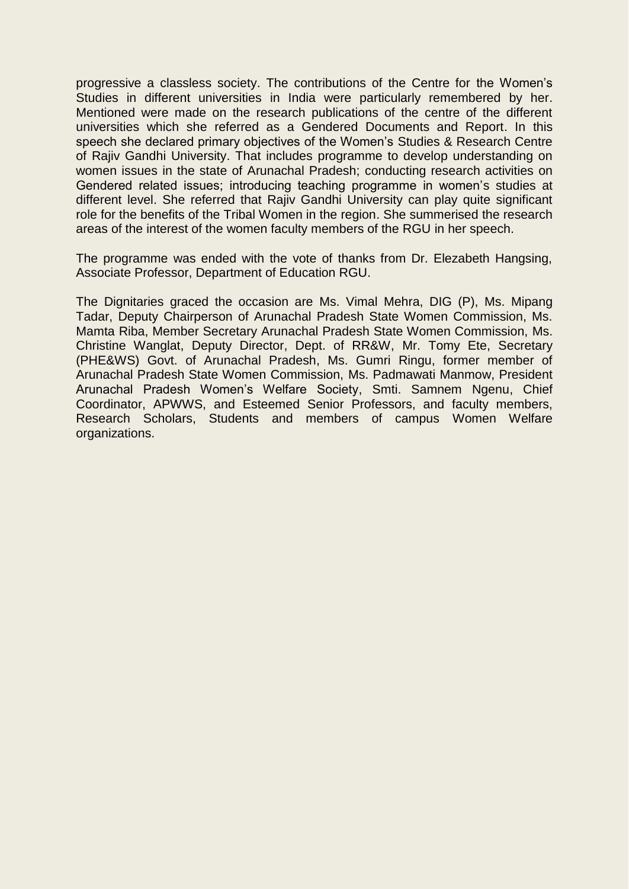progressive a classless society. The contributions of the Centre for the Women's Studies in different universities in India were particularly remembered by her. Mentioned were made on the research publications of the centre of the different universities which she referred as a Gendered Documents and Report. In this speech she declared primary objectives of the Women's Studies & Research Centre of Rajiv Gandhi University. That includes programme to develop understanding on women issues in the state of Arunachal Pradesh; conducting research activities on Gendered related issues; introducing teaching programme in women's studies at different level. She referred that Rajiv Gandhi University can play quite significant role for the benefits of the Tribal Women in the region. She summerised the research areas of the interest of the women faculty members of the RGU in her speech.

The programme was ended with the vote of thanks from Dr. Elezabeth Hangsing, Associate Professor, Department of Education RGU.

The Dignitaries graced the occasion are Ms. Vimal Mehra, DIG (P), Ms. Mipang Tadar, Deputy Chairperson of Arunachal Pradesh State Women Commission, Ms. Mamta Riba, Member Secretary Arunachal Pradesh State Women Commission, Ms. Christine Wanglat, Deputy Director, Dept. of RR&W, Mr. Tomy Ete, Secretary (PHE&WS) Govt. of Arunachal Pradesh, Ms. Gumri Ringu, former member of Arunachal Pradesh State Women Commission, Ms. Padmawati Manmow, President Arunachal Pradesh Women's Welfare Society, Smti. Samnem Ngenu, Chief Coordinator, APWWS, and Esteemed Senior Professors, and faculty members, Research Scholars, Students and members of campus Women Welfare organizations.